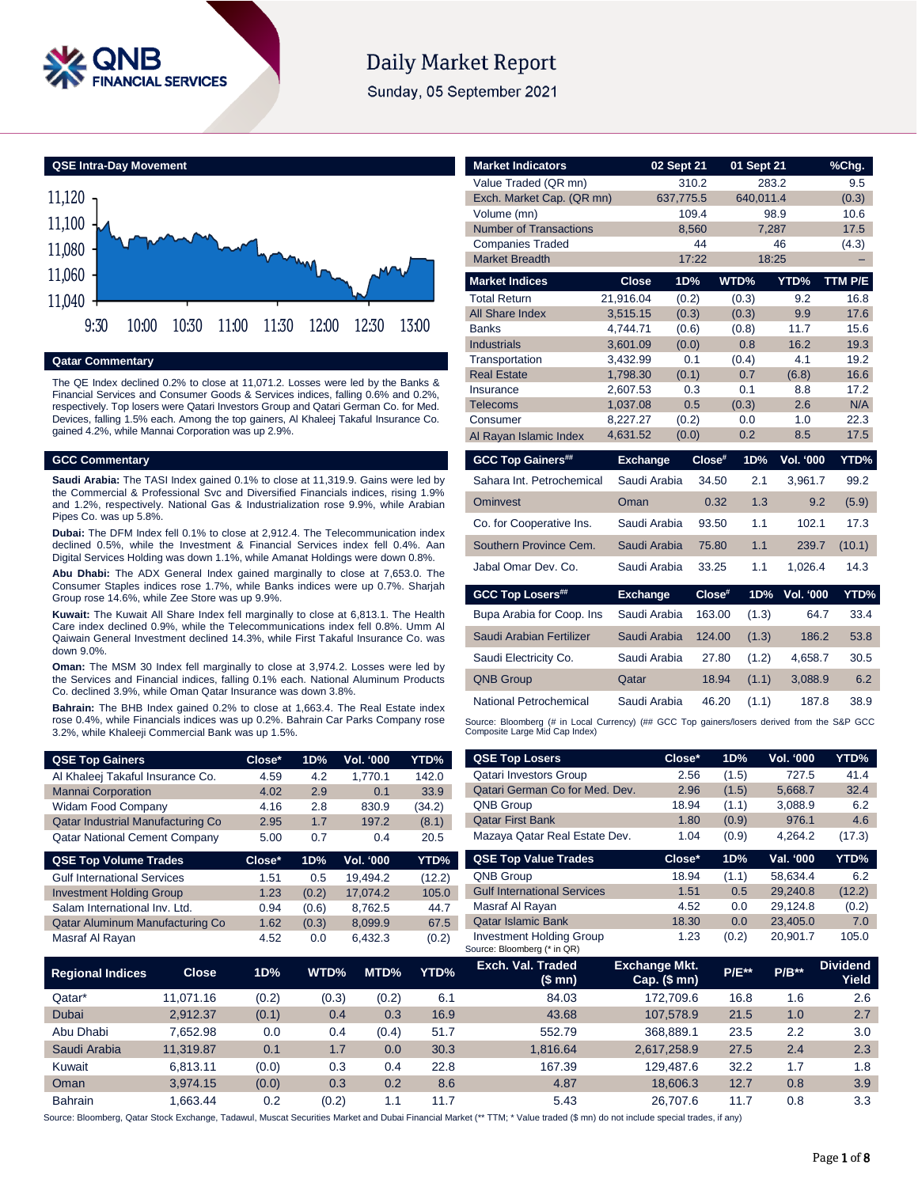# Daily Market Report

Sunday, 05 September 2021

## QSE Intra-Day Movement

## Qatar Commentary

The QE Index declined 0.2% to close at 11,071.2. Losses were led by the Banks & Financial Services and Consumer Goods & Services indices, falling 0.6% and 0.2%, respectively. Top losers were Qatari Investors Group and Qatari German Co. for Med. Devices, falling 1.5% each. Among the top gainers, Al Khaleej Takaful Insurance Co. gained 4.2%, while Mannai Corporation was up 2.9%.

## GCC Commentary

**Saudi Arabia:** The TASI Index gained 0.1% to close at 11,319.9. Gains were led by the Commercial & Professional Svc and Diversified Financials indices, rising 1.9% and 1.2%, respectively. National Gas & Industrialization rose 9.9%, while Arabian Pipes Co. was up 5.8%.

**Dubai:** The DFM Index fell 0.1% to close at 2,912.4. The Telecommunication index declined 0.5%, while the Investment & Financial Services index fell 0.4%. Aan Digital Services Holding was down 1.1%, while Amanat Holdings were down 0.8%.

**Abu Dhabi:** The ADX General Index gained marginally to close at 7,653.0. The Consumer Staples indices rose 1.7%, while Banks indices were up 0.7%. Sharjah Group rose 14.6%, while Zee Store was up 9.9%.

**Kuwait:** The Kuwait All Share Index fell marginally to close at 6,813.1. The Health Care index declined 0.9%, while the Telecommunications index fell 0.8%. Umm Al Qaiwain General Investment declined 14.3%, while First Takaful Insurance Co. was down 9.0%.

**Oman:** The MSM 30 Index fell marginally to close at 3,974.2. Losses were led by the Services and Financial indices, falling 0.1% each. National Aluminum Products Co. declined 3.9%, while Oman Qatar Insurance was down 3.8%.

**Bahrain:** The BHB Index gained 0.2% to close at 1,663.4. The Real Estate index rose 0.4%, while Financials indices was up 0.2%. Bahrain Car Parks Company rose 3.2%, while Khaleeji Commercial Bank was up 1.5%.

| Market Indicators | 02 Sept 21 | 01 Sept 21 | %Chg. |
|---|---|---|---|
| Value Traded (QR mn) | 310.2 | 283.2 | 9.5 |
| Exch. Market Cap. (QR mn) | 637,775.5 | 640,011.4 | (0.3) |
| Volume (mn) | 109.4 | 98.9 | 10.6 |
| Number of Transactions | 8,560 | 7,287 | 17.5 |
| Companies Traded | 44 | 46 | (4.3) |
| Market Breadth | 17:22 | 18:25 | – |

| Market Indices | Close | 1D% | WTD% | YTD% | TTM P/E |
|---|---|---|---|---|---|
| Total Return | 21,916.04 | (0.2) | (0.3) | 9.2 | 16.8 |
| All Share Index | 3,515.15 | (0.3) | (0.3) | 9.9 | 17.6 |
| Banks | 4,744.71 | (0.6) | (0.8) | 11.7 | 15.6 |
| Industrials | 3,601.09 | (0.0) | 0.8 | 16.2 | 19.3 |
| Transportation | 3,432.99 | 0.1 | (0.4) | 4.1 | 19.2 |
| Real Estate | 1,798.30 | (0.1) | 0.7 | (6.8) | 16.6 |
| Insurance | 2,607.53 | 0.3 | 0.1 | 8.8 | 17.2 |
| Telecoms | 1,037.08 | 0.5 | (0.3) | 2.6 | N/A |
| Consumer | 8,227.27 | (0.2) | 0.0 | 1.0 | 22.3 |
| Al Rayan Islamic Index | 4,631.52 | (0.0) | 0.2 | 8.5 | 17.5 |

| GCC Top Gainers## | Exchange | Close# | 1D% | Vol. '000 | YTD% |
|---|---|---|---|---|---|
| Sahara Int. Petrochemical | Saudi Arabia | 34.50 | 2.1 | 3,961.7 | 99.2 |
| Ominvest | Oman | 0.32 | 1.3 | 9.2 | (5.9) |
| Co. for Cooperative Ins. | Saudi Arabia | 93.50 | 1.1 | 102.1 | 17.3 |
| Southern Province Cem. | Saudi Arabia | 75.80 | 1.1 | 239.7 | (10.1) |
| Jabal Omar Dev. Co. | Saudi Arabia | 33.25 | 1.1 | 1,026.4 | 14.3 |

| GCC Top Losers## | Exchange | Close# | 1D% | Vol. '000 | YTD% |
|---|---|---|---|---|---|
| Bupa Arabia for Coop. Ins | Saudi Arabia | 163.00 | (1.3) | 64.7 | 33.4 |
| Saudi Arabian Fertilizer | Saudi Arabia | 124.00 | (1.3) | 186.2 | 53.8 |
| Saudi Electricity Co. | Saudi Arabia | 27.80 | (1.2) | 4,658.7 | 30.5 |
| QNB Group | Qatar | 18.94 | (1.1) | 3,088.9 | 6.2 |
| National Petrochemical | Saudi Arabia | 46.20 | (1.1) | 187.8 | 38.9 |

Source: Bloomberg (# in Local Currency) (## GCC Top gainers/losers derived from the S&P GCC Composite Large Mid Cap Index)

| QSE Top Gainers | Close* | 1D% | Vol. '000 | YTD% |
|---|---|---|---|---|
| Al Khaleej Takaful Insurance Co. | 4.59 | 4.2 | 1,770.1 | 142.0 |
| Mannai Corporation | 4.02 | 2.9 | 0.1 | 33.9 |
| Widam Food Company | 4.16 | 2.8 | 830.9 | (34.2) |
| Qatar Industrial Manufacturing Co | 2.95 | 1.7 | 197.2 | (8.1) |
| Qatar National Cement Company | 5.00 | 0.7 | 0.4 | 20.5 |

| QSE Top Volume Trades | Close* | 1D% | Vol. '000 | YTD% |
|---|---|---|---|---|
| Gulf International Services | 1.51 | 0.5 | 19,494.2 | (12.2) |
| Investment Holding Group | 1.23 | (0.2) | 17,074.2 | 105.0 |
| Salam International Inv. Ltd. | 0.94 | (0.6) | 8,762.5 | 44.7 |
| Qatar Aluminum Manufacturing Co | 1.62 | (0.3) | 8,099.9 | 67.5 |
| Masraf Al Rayan | 4.52 | 0.0 | 6,432.3 | (0.2) |

| QSE Top Losers | Close* | 1D% | Vol. '000 | YTD% |
|---|---|---|---|---|
| Qatari Investors Group | 2.56 | (1.5) | 727.5 | 41.4 |
| Qatari German Co for Med. Dev. | 2.96 | (1.5) | 5,668.7 | 32.4 |
| QNB Group | 18.94 | (1.1) | 3,088.9 | 6.2 |
| Qatar First Bank | 1.80 | (0.9) | 976.1 | 4.6 |
| Mazaya Qatar Real Estate Dev. | 1.04 | (0.9) | 4,264.2 | (17.3) |

| QSE Top Value Trades | Close* | 1D% | Val. '000 | YTD% |
|---|---|---|---|---|
| QNB Group | 18.94 | (1.1) | 58,634.4 | 6.2 |
| Gulf International Services | 1.51 | 0.5 | 29,240.8 | (12.2) |
| Masraf Al Rayan | 4.52 | 0.0 | 29,124.8 | (0.2) |
| Qatar Islamic Bank | 18.30 | 0.0 | 23,405.0 | 7.0 |
| Investment Holding Group | 1.23 | (0.2) | 20,901.7 | 105.0 |

Source: Bloomberg (* in QR)

| Regional Indices | Close | 1D% | WTD% | MTD% | YTD% | Exch. Val. Traded ($ mn) | Exchange Mkt. Cap. ($ mn) | P/E** | P/B** | Dividend Yield |
|---|---|---|---|---|---|---|---|---|---|---|
| Qatar* | 11,071.16 | (0.2) | (0.3) | (0.2) | 6.1 | 84.03 | 172,709.6 | 16.8 | 1.6 | 2.6 |
| Dubai | 2,912.37 | (0.1) | 0.4 | 0.3 | 16.9 | 43.68 | 107,578.9 | 21.5 | 1.0 | 2.7 |
| Abu Dhabi | 7,652.98 | 0.0 | 0.4 | (0.4) | 51.7 | 552.79 | 368,889.1 | 23.5 | 2.2 | 3.0 |
| Saudi Arabia | 11,319.87 | 0.1 | 1.7 | 0.0 | 30.3 | 1,816.64 | 2,617,258.9 | 27.5 | 2.4 | 2.3 |
| Kuwait | 6,813.11 | (0.0) | 0.3 | 0.4 | 22.8 | 167.39 | 129,487.6 | 32.2 | 1.7 | 1.8 |
| Oman | 3,974.15 | (0.0) | 0.3 | 0.2 | 8.6 | 4.87 | 18,606.3 | 12.7 | 0.8 | 3.9 |
| Bahrain | 1,663.44 | 0.2 | (0.2) | 1.1 | 11.7 | 5.43 | 26,707.6 | 11.7 | 0.8 | 3.3 |

Source: Bloomberg, Qatar Stock Exchange, Tadawul, Muscat Securities Market and Dubai Financial Market (** TTM; * Value traded ($ mn) do not include special trades, if any)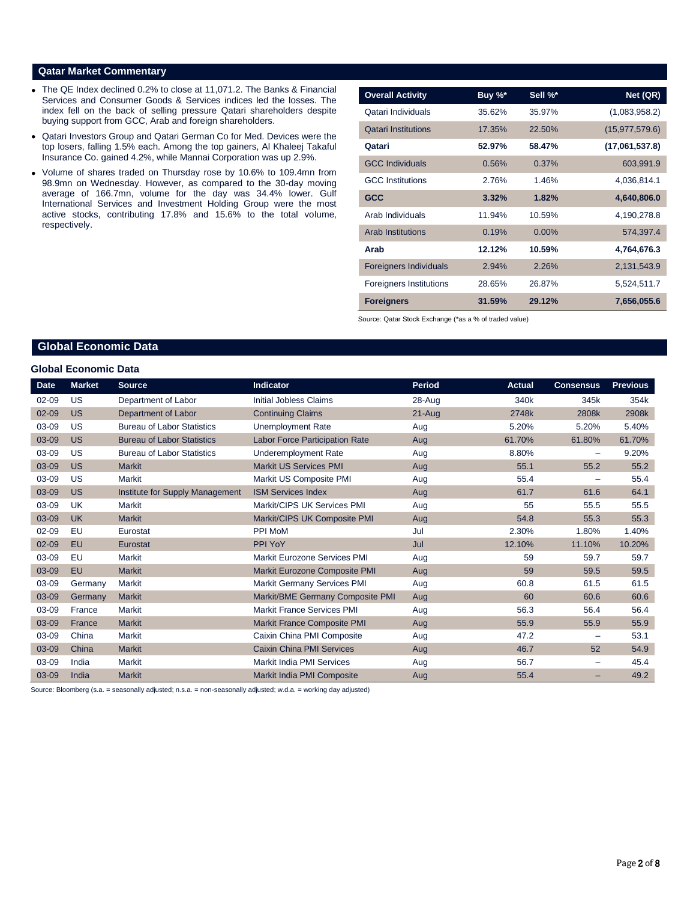## Qatar Market Commentary

- The QE Index declined 0.2% to close at 11,071.2. The Banks & Financial Services and Consumer Goods & Services indices led the losses. The index fell on the back of selling pressure Qatari shareholders despite buying support from GCC, Arab and foreign shareholders.
- Qatari Investors Group and Qatari German Co for Med. Devices were the top losers, falling 1.5% each. Among the top gainers, Al Khaleej Takaful Insurance Co. gained 4.2%, while Mannai Corporation was up 2.9%.
- Volume of shares traded on Thursday rose by 10.6% to 109.4mn from 98.9mn on Wednesday. However, as compared to the 30-day moving average of 166.7mn, volume for the day was 34.4% lower. Gulf International Services and Investment Holding Group were the most active stocks, contributing 17.8% and 15.6% to the total volume, respectively.

| Overall Activity | Buy %* | Sell %* | Net (QR) |
|---|---|---|---|
| Qatari Individuals | 35.62% | 35.97% | (1,083,958.2) |
| Qatari Institutions | 17.35% | 22.50% | (15,977,579.6) |
| **Qatari** | **52.97%** | **58.47%** | **(17,061,537.8)** |
| GCC Individuals | 0.56% | 0.37% | 603,991.9 |
| GCC Institutions | 2.76% | 1.46% | 4,036,814.1 |
| **GCC** | **3.32%** | **1.82%** | **4,640,806.0** |
| Arab Individuals | 11.94% | 10.59% | 4,190,278.8 |
| Arab Institutions | 0.19% | 0.00% | 574,397.4 |
| **Arab** | **12.12%** | **10.59%** | **4,764,676.3** |
| Foreigners Individuals | 2.94% | 2.26% | 2,131,543.9 |
| Foreigners Institutions | 28.65% | 26.87% | 5,524,511.7 |
| **Foreigners** | **31.59%** | **29.12%** | **7,656,055.6** |

Source: Qatar Stock Exchange (*as a % of traded value)

## Global Economic Data

### Global Economic Data

| Date | Market | Source | Indicator | Period | Actual | Consensus | Previous |
|---|---|---|---|---|---|---|---|
| 02-09 | US | Department of Labor | Initial Jobless Claims | 28-Aug | 340k | 345k | 354k |
| 02-09 | US | Department of Labor | Continuing Claims | 21-Aug | 2748k | 2808k | 2908k |
| 03-09 | US | Bureau of Labor Statistics | Unemployment Rate | Aug | 5.20% | 5.20% | 5.40% |
| 03-09 | US | Bureau of Labor Statistics | Labor Force Participation Rate | Aug | 61.70% | 61.80% | 61.70% |
| 03-09 | US | Bureau of Labor Statistics | Underemployment Rate | Aug | 8.80% | – | 9.20% |
| 03-09 | US | Markit | Markit US Services PMI | Aug | 55.1 | 55.2 | 55.2 |
| 03-09 | US | Markit | Markit US Composite PMI | Aug | 55.4 | – | 55.4 |
| 03-09 | US | Institute for Supply Management | ISM Services Index | Aug | 61.7 | 61.6 | 64.1 |
| 03-09 | UK | Markit | Markit/CIPS UK Services PMI | Aug | 55 | 55.5 | 55.5 |
| 03-09 | UK | Markit | Markit/CIPS UK Composite PMI | Aug | 54.8 | 55.3 | 55.3 |
| 02-09 | EU | Eurostat | PPI MoM | Jul | 2.30% | 1.80% | 1.40% |
| 02-09 | EU | Eurostat | PPI YoY | Jul | 12.10% | 11.10% | 10.20% |
| 03-09 | EU | Markit | Markit Eurozone Services PMI | Aug | 59 | 59.7 | 59.7 |
| 03-09 | EU | Markit | Markit Eurozone Composite PMI | Aug | 59 | 59.5 | 59.5 |
| 03-09 | Germany | Markit | Markit Germany Services PMI | Aug | 60.8 | 61.5 | 61.5 |
| 03-09 | Germany | Markit | Markit/BME Germany Composite PMI | Aug | 60 | 60.6 | 60.6 |
| 03-09 | France | Markit | Markit France Services PMI | Aug | 56.3 | 56.4 | 56.4 |
| 03-09 | France | Markit | Markit France Composite PMI | Aug | 55.9 | 55.9 | 55.9 |
| 03-09 | China | Markit | Caixin China PMI Composite | Aug | 47.2 | – | 53.1 |
| 03-09 | China | Markit | Caixin China PMI Services | Aug | 46.7 | 52 | 54.9 |
| 03-09 | India | Markit | Markit India PMI Services | Aug | 56.7 | – | 45.4 |
| 03-09 | India | Markit | Markit India PMI Composite | Aug | 55.4 | – | 49.2 |

Source: Bloomberg (s.a. = seasonally adjusted; n.s.a. = non-seasonally adjusted; w.d.a. = working day adjusted)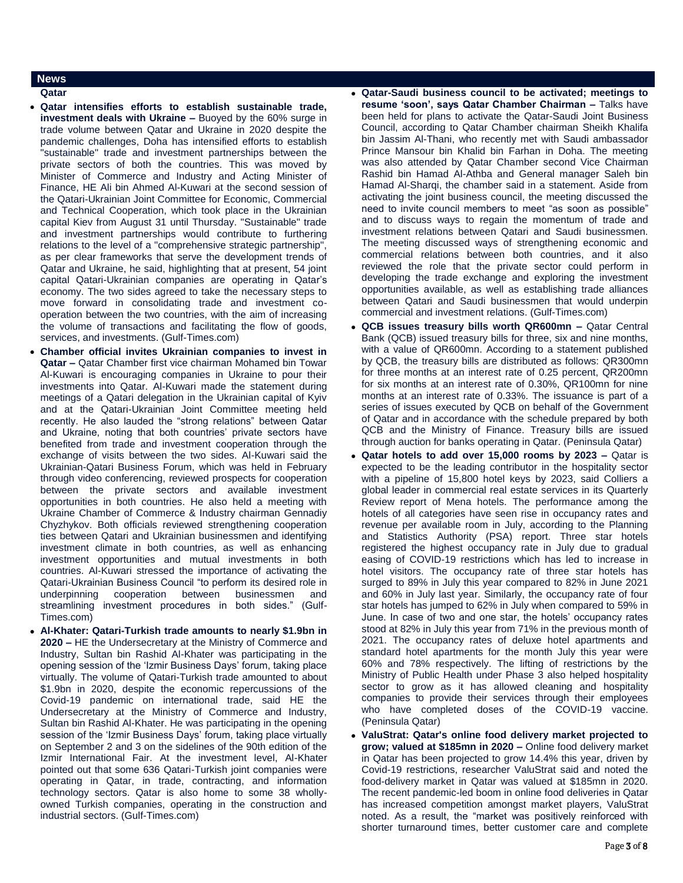## News

### Qatar

- **Qatar intensifies efforts to establish sustainable trade, investment deals with Ukraine –** Buoyed by the 60% surge in trade volume between Qatar and Ukraine in 2020 despite the pandemic challenges, Doha has intensified efforts to establish "sustainable" trade and investment partnerships between the private sectors of both the countries. This was moved by Minister of Commerce and Industry and Acting Minister of Finance, HE Ali bin Ahmed Al-Kuwari at the second session of the Qatari-Ukrainian Joint Committee for Economic, Commercial and Technical Cooperation, which took place in the Ukrainian capital Kiev from August 31 until Thursday. "Sustainable" trade and investment partnerships would contribute to furthering relations to the level of a "comprehensive strategic partnership", as per clear frameworks that serve the development trends of Qatar and Ukraine, he said, highlighting that at present, 54 joint capital Qatari-Ukrainian companies are operating in Qatar's economy. The two sides agreed to take the necessary steps to move forward in consolidating trade and investment co-operation between the two countries, with the aim of increasing the volume of transactions and facilitating the flow of goods, services, and investments. (Gulf-Times.com)
- **Chamber official invites Ukrainian companies to invest in Qatar –** Qatar Chamber first vice chairman Mohamed bin Towar Al-Kuwari is encouraging companies in Ukraine to pour their investments into Qatar. Al-Kuwari made the statement during meetings of a Qatari delegation in the Ukrainian capital of Kyiv and at the Qatari-Ukrainian Joint Committee meeting held recently. He also lauded the "strong relations" between Qatar and Ukraine, noting that both countries' private sectors have benefited from trade and investment cooperation through the exchange of visits between the two sides. Al-Kuwari said the Ukrainian-Qatari Business Forum, which was held in February through video conferencing, reviewed prospects for cooperation between the private sectors and available investment opportunities in both countries. He also held a meeting with Ukraine Chamber of Commerce & Industry chairman Gennadiy Chyzhykov. Both officials reviewed strengthening cooperation ties between Qatari and Ukrainian businessmen and identifying investment climate in both countries, as well as enhancing investment opportunities and mutual investments in both countries. Al-Kuwari stressed the importance of activating the Qatari-Ukrainian Business Council "to perform its desired role in underpinning cooperation between businessmen and streamlining investment procedures in both sides." (Gulf-Times.com)
- **Al-Khater: Qatari-Turkish trade amounts to nearly $1.9bn in 2020 –** HE the Undersecretary at the Ministry of Commerce and Industry, Sultan bin Rashid Al-Khater was participating in the opening session of the 'Izmir Business Days' forum, taking place virtually. The volume of Qatari-Turkish trade amounted to about $1.9bn in 2020, despite the economic repercussions of the Covid-19 pandemic on international trade, said HE the Undersecretary at the Ministry of Commerce and Industry, Sultan bin Rashid Al-Khater. He was participating in the opening session of the 'Izmir Business Days' forum, taking place virtually on September 2 and 3 on the sidelines of the 90th edition of the Izmir International Fair. At the investment level, Al-Khater pointed out that some 636 Qatari-Turkish joint companies were operating in Qatar, in trade, contracting, and information technology sectors. Qatar is also home to some 38 wholly-owned Turkish companies, operating in the construction and industrial sectors. (Gulf-Times.com)
- **Qatar-Saudi business council to be activated; meetings to resume 'soon', says Qatar Chamber Chairman –** Talks have been held for plans to activate the Qatar-Saudi Joint Business Council, according to Qatar Chamber chairman Sheikh Khalifa bin Jassim Al-Thani, who recently met with Saudi ambassador Prince Mansour bin Khalid bin Farhan in Doha. The meeting was also attended by Qatar Chamber second Vice Chairman Rashid bin Hamad Al-Athba and General manager Saleh bin Hamad Al-Sharqi, the chamber said in a statement. Aside from activating the joint business council, the meeting discussed the need to invite council members to meet "as soon as possible" and to discuss ways to regain the momentum of trade and investment relations between Qatari and Saudi businessmen. The meeting discussed ways of strengthening economic and commercial relations between both countries, and it also reviewed the role that the private sector could perform in developing the trade exchange and exploring the investment opportunities available, as well as establishing trade alliances between Qatari and Saudi businessmen that would underpin commercial and investment relations. (Gulf-Times.com)
- **QCB issues treasury bills worth QR600mn –** Qatar Central Bank (QCB) issued treasury bills for three, six and nine months, with a value of QR600mn. According to a statement published by QCB, the treasury bills are distributed as follows: QR300mn for three months at an interest rate of 0.25 percent, QR200mn for six months at an interest rate of 0.30%, QR100mn for nine months at an interest rate of 0.33%. The issuance is part of a series of issues executed by QCB on behalf of the Government of Qatar and in accordance with the schedule prepared by both QCB and the Ministry of Finance. Treasury bills are issued through auction for banks operating in Qatar. (Peninsula Qatar)
- **Qatar hotels to add over 15,000 rooms by 2023 –** Qatar is expected to be the leading contributor in the hospitality sector with a pipeline of 15,800 hotel keys by 2023, said Colliers a global leader in commercial real estate services in its Quarterly Review report of Mena hotels. The performance among the hotels of all categories have seen rise in occupancy rates and revenue per available room in July, according to the Planning and Statistics Authority (PSA) report. Three star hotels registered the highest occupancy rate in July due to gradual easing of COVID-19 restrictions which has led to increase in hotel visitors. The occupancy rate of three star hotels has surged to 89% in July this year compared to 82% in June 2021 and 60% in July last year. Similarly, the occupancy rate of four star hotels has jumped to 62% in July when compared to 59% in June. In case of two and one star, the hotels' occupancy rates stood at 82% in July this year from 71% in the previous month of 2021. The occupancy rates of deluxe hotel apartments and standard hotel apartments for the month July this year were 60% and 78% respectively. The lifting of restrictions by the Ministry of Public Health under Phase 3 also helped hospitality sector to grow as it has allowed cleaning and hospitality companies to provide their services through their employees who have completed doses of the COVID-19 vaccine. (Peninsula Qatar)
- **ValuStrat: Qatar's online food delivery market projected to grow; valued at $185mn in 2020 –** Online food delivery market in Qatar has been projected to grow 14.4% this year, driven by Covid-19 restrictions, researcher ValuStrat said and noted the food-delivery market in Qatar was valued at $185mn in 2020. The recent pandemic-led boom in online food deliveries in Qatar has increased competition amongst market players, ValuStrat noted. As a result, the "market was positively reinforced with shorter turnaround times, better customer care and complete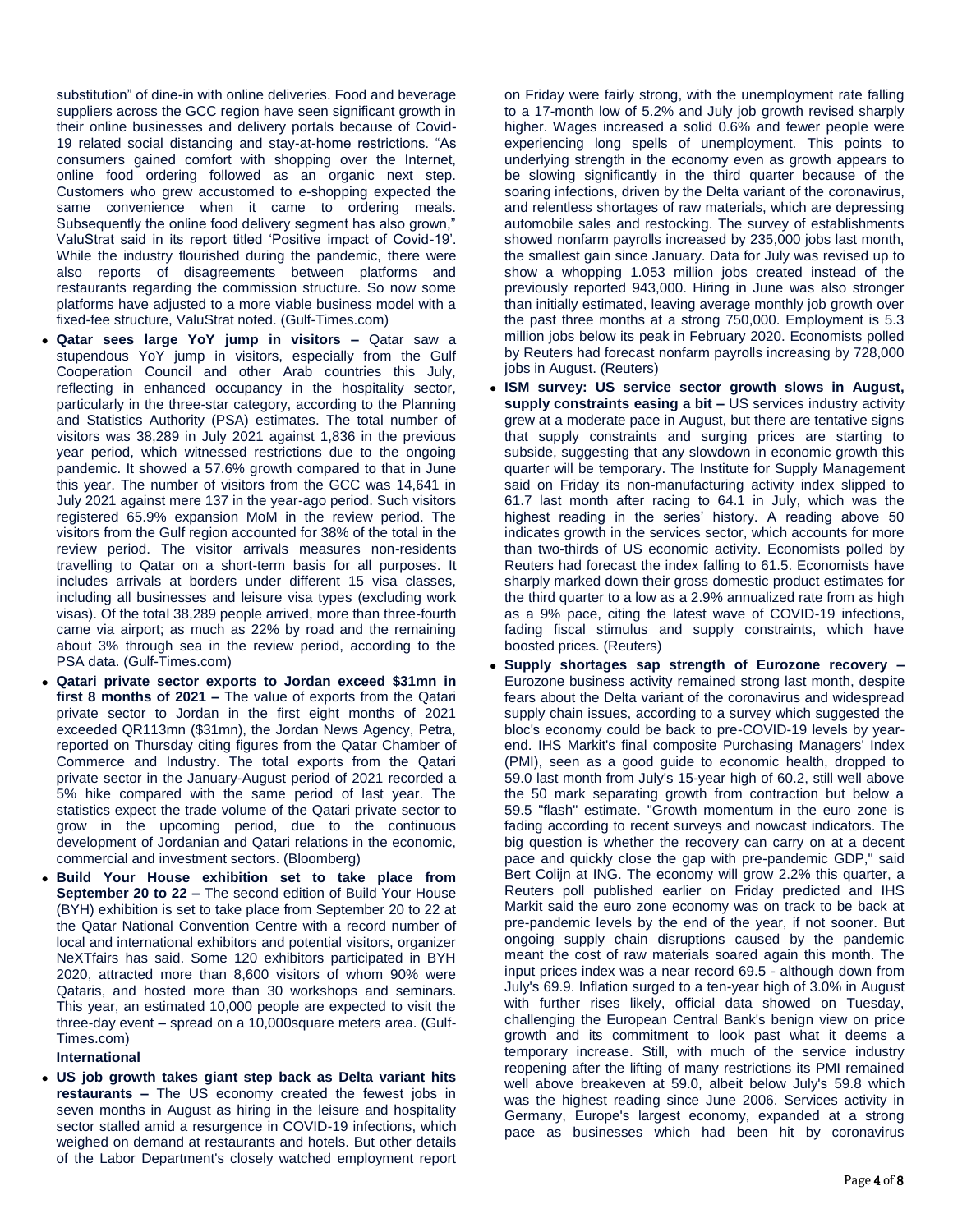substitution" of dine-in with online deliveries. Food and beverage suppliers across the GCC region have seen significant growth in their online businesses and delivery portals because of Covid-19 related social distancing and stay-at-home restrictions. "As consumers gained comfort with shopping over the Internet, online food ordering followed as an organic next step. Customers who grew accustomed to e-shopping expected the same convenience when it came to ordering meals. Subsequently the online food delivery segment has also grown," ValuStrat said in its report titled 'Positive impact of Covid-19'. While the industry flourished during the pandemic, there were also reports of disagreements between platforms and restaurants regarding the commission structure. So now some platforms have adjusted to a more viable business model with a fixed-fee structure, ValuStrat noted. (Gulf-Times.com)

- **Qatar sees large YoY jump in visitors –** Qatar saw a stupendous YoY jump in visitors, especially from the Gulf Cooperation Council and other Arab countries this July, reflecting in enhanced occupancy in the hospitality sector, particularly in the three-star category, according to the Planning and Statistics Authority (PSA) estimates. The total number of visitors was 38,289 in July 2021 against 1,836 in the previous year period, which witnessed restrictions due to the ongoing pandemic. It showed a 57.6% growth compared to that in June this year. The number of visitors from the GCC was 14,641 in July 2021 against mere 137 in the year-ago period. Such visitors registered 65.9% expansion MoM in the review period. The visitors from the Gulf region accounted for 38% of the total in the review period. The visitor arrivals measures non-residents travelling to Qatar on a short-term basis for all purposes. It includes arrivals at borders under different 15 visa classes, including all businesses and leisure visa types (excluding work visas). Of the total 38,289 people arrived, more than three-fourth came via airport; as much as 22% by road and the remaining about 3% through sea in the review period, according to the PSA data. (Gulf-Times.com)
- **Qatari private sector exports to Jordan exceed $31mn in first 8 months of 2021 –** The value of exports from the Qatari private sector to Jordan in the first eight months of 2021 exceeded QR113mn ($31mn), the Jordan News Agency, Petra, reported on Thursday citing figures from the Qatar Chamber of Commerce and Industry. The total exports from the Qatari private sector in the January-August period of 2021 recorded a 5% hike compared with the same period of last year. The statistics expect the trade volume of the Qatari private sector to grow in the upcoming period, due to the continuous development of Jordanian and Qatari relations in the economic, commercial and investment sectors. (Bloomberg)
- **Build Your House exhibition set to take place from September 20 to 22 –** The second edition of Build Your House (BYH) exhibition is set to take place from September 20 to 22 at the Qatar National Convention Centre with a record number of local and international exhibitors and potential visitors, organizer NeXTfairs has said. Some 120 exhibitors participated in BYH 2020, attracted more than 8,600 visitors of whom 90% were Qataris, and hosted more than 30 workshops and seminars. This year, an estimated 10,000 people are expected to visit the three-day event – spread on a 10,000square meters area. (Gulf-Times.com)

**International**

- **US job growth takes giant step back as Delta variant hits restaurants –** The US economy created the fewest jobs in seven months in August as hiring in the leisure and hospitality sector stalled amid a resurgence in COVID-19 infections, which weighed on demand at restaurants and hotels. But other details of the Labor Department's closely watched employment report on Friday were fairly strong, with the unemployment rate falling to a 17-month low of 5.2% and July job growth revised sharply higher. Wages increased a solid 0.6% and fewer people were experiencing long spells of unemployment. This points to underlying strength in the economy even as growth appears to be slowing significantly in the third quarter because of the soaring infections, driven by the Delta variant of the coronavirus, and relentless shortages of raw materials, which are depressing automobile sales and restocking. The survey of establishments showed nonfarm payrolls increased by 235,000 jobs last month, the smallest gain since January. Data for July was revised up to show a whopping 1.053 million jobs created instead of the previously reported 943,000. Hiring in June was also stronger than initially estimated, leaving average monthly job growth over the past three months at a strong 750,000. Employment is 5.3 million jobs below its peak in February 2020. Economists polled by Reuters had forecast nonfarm payrolls increasing by 728,000 jobs in August. (Reuters)
- **ISM survey: US service sector growth slows in August, supply constraints easing a bit –** US services industry activity grew at a moderate pace in August, but there are tentative signs that supply constraints and surging prices are starting to subside, suggesting that any slowdown in economic growth this quarter will be temporary. The Institute for Supply Management said on Friday its non-manufacturing activity index slipped to 61.7 last month after racing to 64.1 in July, which was the highest reading in the series' history. A reading above 50 indicates growth in the services sector, which accounts for more than two-thirds of US economic activity. Economists polled by Reuters had forecast the index falling to 61.5. Economists have sharply marked down their gross domestic product estimates for the third quarter to a low as a 2.9% annualized rate from as high as a 9% pace, citing the latest wave of COVID-19 infections, fading fiscal stimulus and supply constraints, which have boosted prices. (Reuters)
- **Supply shortages sap strength of Eurozone recovery –** Eurozone business activity remained strong last month, despite fears about the Delta variant of the coronavirus and widespread supply chain issues, according to a survey which suggested the bloc's economy could be back to pre-COVID-19 levels by year-end. IHS Markit's final composite Purchasing Managers' Index (PMI), seen as a good guide to economic health, dropped to 59.0 last month from July's 15-year high of 60.2, still well above the 50 mark separating growth from contraction but below a 59.5 "flash" estimate. "Growth momentum in the euro zone is fading according to recent surveys and nowcast indicators. The big question is whether the recovery can carry on at a decent pace and quickly close the gap with pre-pandemic GDP," said Bert Colijn at ING. The economy will grow 2.2% this quarter, a Reuters poll published earlier on Friday predicted and IHS Markit said the euro zone economy was on track to be back at pre-pandemic levels by the end of the year, if not sooner. But ongoing supply chain disruptions caused by the pandemic meant the cost of raw materials soared again this month. The input prices index was a near record 69.5 - although down from July's 69.9. Inflation surged to a ten-year high of 3.0% in August with further rises likely, official data showed on Tuesday, challenging the European Central Bank's benign view on price growth and its commitment to look past what it deems a temporary increase. Still, with much of the service industry reopening after the lifting of many restrictions its PMI remained well above breakeven at 59.0, albeit below July's 59.8 which was the highest reading since June 2006. Services activity in Germany, Europe's largest economy, expanded at a strong pace as businesses which had been hit by coronavirus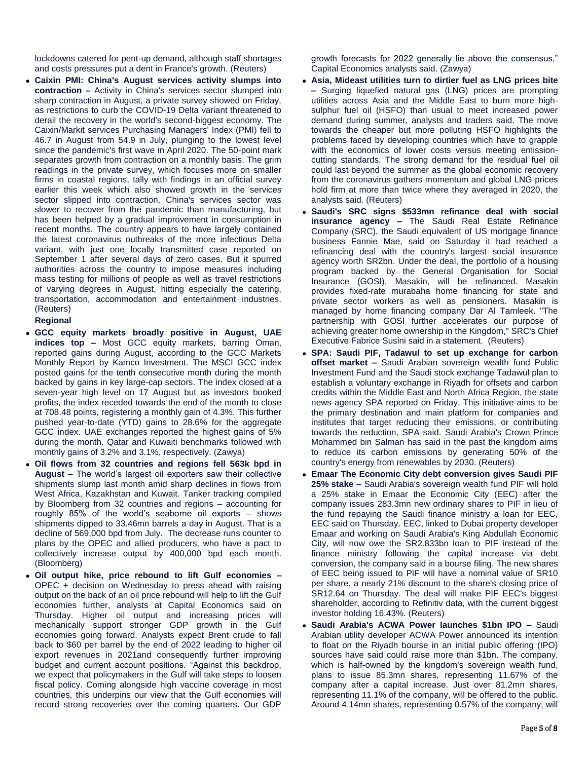lockdowns catered for pent-up demand, although staff shortages and costs pressures put a dent in France's growth. (Reuters)

- **Caixin PMI: China's August services activity slumps into contraction –** Activity in China's services sector slumped into sharp contraction in August, a private survey showed on Friday, as restrictions to curb the COVID-19 Delta variant threatened to derail the recovery in the world's second-biggest economy. The Caixin/Markit services Purchasing Managers' Index (PMI) fell to 46.7 in August from 54.9 in July, plunging to the lowest level since the pandemic's first wave in April 2020. The 50-point mark separates growth from contraction on a monthly basis. The grim readings in the private survey, which focuses more on smaller firms in coastal regions, tally with findings in an official survey earlier this week which also showed growth in the services sector slipped into contraction. China's services sector was slower to recover from the pandemic than manufacturing, but has been helped by a gradual improvement in consumption in recent months. The country appears to have largely contained the latest coronavirus outbreaks of the more infectious Delta variant, with just one locally transmitted case reported on September 1 after several days of zero cases. But it spurred authorities across the country to impose measures including mass testing for millions of people as well as travel restrictions of varying degrees in August, hitting especially the catering, transportation, accommodation and entertainment industries. (Reuters)

**Regional**

- **GCC equity markets broadly positive in August, UAE indices top –** Most GCC equity markets, barring Oman, reported gains during August, according to the GCC Markets Monthly Report by Kamco Investment. The MSCI GCC index posted gains for the tenth consecutive month during the month backed by gains in key large-cap sectors. The index closed at a seven-year high level on 17 August but as investors booked profits, the index receded towards the end of the month to close at 708.48 points, registering a monthly gain of 4.3%. This further pushed year-to-date (YTD) gains to 28.6% for the aggregate GCC index. UAE exchanges reported the highest gains of 5% during the month. Qatar and Kuwaiti benchmarks followed with monthly gains of 3.2% and 3.1%, respectively. (Zawya)
- **Oil flows from 32 countries and regions fell 563k bpd in August –** The world's largest oil exporters saw their collective shipments slump last month amid sharp declines in flows from West Africa, Kazakhstan and Kuwait. Tanker tracking compiled by Bloomberg from 32 countries and regions – accounting for roughly 85% of the world's seaborne oil exports – shows shipments dipped to 33.46mn barrels a day in August. That is a decline of 569,000 bpd from July. The decrease runs counter to plans by the OPEC and allied producers, who have a pact to collectively increase output by 400,000 bpd each month. (Bloomberg)
- **Oil output hike, price rebound to lift Gulf economies –** OPEC + decision on Wednesday to press ahead with raising output on the back of an oil price rebound will help to lift the Gulf economies further, analysts at Capital Economics said on Thursday. Higher oil output and increasing prices will mechanically support stronger GDP growth in the Gulf economies going forward. Analysts expect Brent crude to fall back to $60 per barrel by the end of 2022 leading to higher oil export revenues in 2021and consequently further improving budget and current account positions. "Against this backdrop, we expect that policymakers in the Gulf will take steps to loosen fiscal policy. Coming alongside high vaccine coverage in most countries, this underpins our view that the Gulf economies will record strong recoveries over the coming quarters. Our GDP growth forecasts for 2022 generally lie above the consensus," Capital Economics analysts said. (Zawya)
- **Asia, Mideast utilities turn to dirtier fuel as LNG prices bite –** Surging liquefied natural gas (LNG) prices are prompting utilities across Asia and the Middle East to burn more high-sulphur fuel oil (HSFO) than usual to meet increased power demand during summer, analysts and traders said. The move towards the cheaper but more polluting HSFO highlights the problems faced by developing countries which have to grapple with the economics of lower costs versus meeting emission-cutting standards. The strong demand for the residual fuel oil could last beyond the summer as the global economic recovery from the coronavirus gathers momentum and global LNG prices hold firm at more than twice where they averaged in 2020, the analysts said. (Reuters)
- **Saudi's SRC signs $533mn refinance deal with social insurance agency –** The Saudi Real Estate Refinance Company (SRC), the Saudi equivalent of US mortgage finance business Fannie Mae, said on Saturday it had reached a refinancing deal with the country's largest social insurance agency worth SR2bn. Under the deal, the portfolio of a housing program backed by the General Organisation for Social Insurance (GOSI), Masakin, will be refinanced. Masakin provides fixed-rate murabaha home financing for state and private sector workers as well as pensioners. Masakin is managed by home financing company Dar Al Tamleek. "The partnership with GOSI further accelerates our purpose of achieving greater home ownership in the Kingdom," SRC's Chief Executive Fabrice Susini said in a statement. (Reuters)
- **SPA: Saudi PIF, Tadawul to set up exchange for carbon offset market –** Saudi Arabian sovereign wealth fund Public Investment Fund and the Saudi stock exchange Tadawul plan to establish a voluntary exchange in Riyadh for offsets and carbon credits within the Middle East and North Africa Region, the state news agency SPA reported on Friday. This initiative aims to be the primary destination and main platform for companies and institutes that target reducing their emissions, or contributing towards the reduction, SPA said. Saudi Arabia's Crown Prince Mohammed bin Salman has said in the past the kingdom aims to reduce its carbon emissions by generating 50% of the country's energy from renewables by 2030. (Reuters)
- **Emaar The Economic City debt conversion gives Saudi PIF 25% stake –** Saudi Arabia's sovereign wealth fund PIF will hold a 25% stake in Emaar the Economic City (EEC) after the company issues 283.3mn new ordinary shares to PIF in lieu of the fund repaying the Saudi finance ministry a loan for EEC, EEC said on Thursday. EEC, linked to Dubai property developer Emaar and working on Saudi Arabia's King Abdullah Economic City, will now owe the SR2.833bn loan to PIF instead of the finance ministry following the capital increase via debt conversion, the company said in a bourse filing. The new shares of EEC being issued to PIF will have a nominal value of SR10 per share, a nearly 21% discount to the share's closing price of SR12.64 on Thursday. The deal will make PIF EEC's biggest shareholder, according to Refinitiv data, with the current biggest investor holding 16.43%. (Reuters)
- **Saudi Arabia's ACWA Power launches $1bn IPO –** Saudi Arabian utility developer ACWA Power announced its intention to float on the Riyadh bourse in an initial public offering (IPO) sources have said could raise more than $1bn. The company, which is half-owned by the kingdom's sovereign wealth fund, plans to issue 85.3mn shares, representing 11.67% of the company after a capital increase. Just over 81.2mn shares, representing 11.1% of the company, will be offered to the public. Around 4.14mn shares, representing 0.57% of the company, will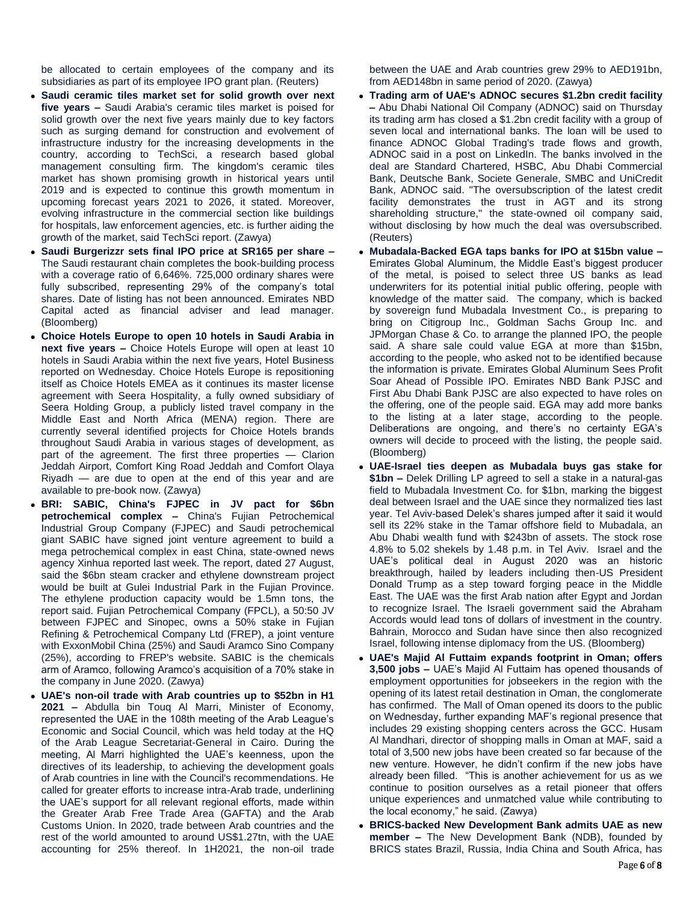be allocated to certain employees of the company and its subsidiaries as part of its employee IPO grant plan. (Reuters)

- **Saudi ceramic tiles market set for solid growth over next five years –** Saudi Arabia's ceramic tiles market is poised for solid growth over the next five years mainly due to key factors such as surging demand for construction and evolvement of infrastructure industry for the increasing developments in the country, according to TechSci, a research based global management consulting firm. The kingdom's ceramic tiles market has shown promising growth in historical years until 2019 and is expected to continue this growth momentum in upcoming forecast years 2021 to 2026, it stated. Moreover, evolving infrastructure in the commercial section like buildings for hospitals, law enforcement agencies, etc. is further aiding the growth of the market, said TechSci report. (Zawya)
- **Saudi Burgerizzr sets final IPO price at SR165 per share –** The Saudi restaurant chain completes the book-building process with a coverage ratio of 6,646%. 725,000 ordinary shares were fully subscribed, representing 29% of the company's total shares. Date of listing has not been announced. Emirates NBD Capital acted as financial adviser and lead manager. (Bloomberg)
- **Choice Hotels Europe to open 10 hotels in Saudi Arabia in next five years –** Choice Hotels Europe will open at least 10 hotels in Saudi Arabia within the next five years, Hotel Business reported on Wednesday. Choice Hotels Europe is repositioning itself as Choice Hotels EMEA as it continues its master license agreement with Seera Hospitality, a fully owned subsidiary of Seera Holding Group, a publicly listed travel company in the Middle East and North Africa (MENA) region. There are currently several identified projects for Choice Hotels brands throughout Saudi Arabia in various stages of development, as part of the agreement. The first three properties — Clarion Jeddah Airport, Comfort King Road Jeddah and Comfort Olaya Riyadh — are due to open at the end of this year and are available to pre-book now. (Zawya)
- **BRI: SABIC, China's FJPEC in JV pact for $6bn petrochemical complex –** China's Fujian Petrochemical Industrial Group Company (FJPEC) and Saudi petrochemical giant SABIC have signed joint venture agreement to build a mega petrochemical complex in east China, state-owned news agency Xinhua reported last week. The report, dated 27 August, said the $6bn steam cracker and ethylene downstream project would be built at Gulei Industrial Park in the Fujian Province. The ethylene production capacity would be 1.5mn tons, the report said. Fujian Petrochemical Company (FPCL), a 50:50 JV between FJPEC and Sinopec, owns a 50% stake in Fujian Refining & Petrochemical Company Ltd (FREP), a joint venture with ExxonMobil China (25%) and Saudi Aramco Sino Company (25%), according to FREP's website. SABIC is the chemicals arm of Aramco, following Aramco's acquisition of a 70% stake in the company in June 2020. (Zawya)
- **UAE's non-oil trade with Arab countries up to $52bn in H1 2021 –** Abdulla bin Touq Al Marri, Minister of Economy, represented the UAE in the 108th meeting of the Arab League's Economic and Social Council, which was held today at the HQ of the Arab League Secretariat-General in Cairo. During the meeting, Al Marri highlighted the UAE's keenness, upon the directives of its leadership, to achieving the development goals of Arab countries in line with the Council's recommendations. He called for greater efforts to increase intra-Arab trade, underlining the UAE's support for all relevant regional efforts, made within the Greater Arab Free Trade Area (GAFTA) and the Arab Customs Union. In 2020, trade between Arab countries and the rest of the world amounted to around US$1.27tn, with the UAE accounting for 25% thereof. In 1H2021, the non-oil trade between the UAE and Arab countries grew 29% to AED191bn, from AED148bn in same period of 2020. (Zawya)
- **Trading arm of UAE's ADNOC secures $1.2bn credit facility –** Abu Dhabi National Oil Company (ADNOC) said on Thursday its trading arm has closed a $1.2bn credit facility with a group of seven local and international banks. The loan will be used to finance ADNOC Global Trading's trade flows and growth, ADNOC said in a post on LinkedIn. The banks involved in the deal are Standard Chartered, HSBC, Abu Dhabi Commercial Bank, Deutsche Bank, Societe Generale, SMBC and UniCredit Bank, ADNOC said. "The oversubscription of the latest credit facility demonstrates the trust in AGT and its strong shareholding structure," the state-owned oil company said, without disclosing by how much the deal was oversubscribed. (Reuters)
- **Mubadala-Backed EGA taps banks for IPO at $15bn value –** Emirates Global Aluminum, the Middle East's biggest producer of the metal, is poised to select three US banks as lead underwriters for its potential initial public offering, people with knowledge of the matter said. The company, which is backed by sovereign fund Mubadala Investment Co., is preparing to bring on Citigroup Inc., Goldman Sachs Group Inc. and JPMorgan Chase & Co. to arrange the planned IPO, the people said. A share sale could value EGA at more than $15bn, according to the people, who asked not to be identified because the information is private. Emirates Global Aluminum Sees Profit Soar Ahead of Possible IPO. Emirates NBD Bank PJSC and First Abu Dhabi Bank PJSC are also expected to have roles on the offering, one of the people said. EGA may add more banks to the listing at a later stage, according to the people. Deliberations are ongoing, and there's no certainty EGA's owners will decide to proceed with the listing, the people said. (Bloomberg)
- **UAE-Israel ties deepen as Mubadala buys gas stake for $1bn –** Delek Drilling LP agreed to sell a stake in a natural-gas field to Mubadala Investment Co. for $1bn, marking the biggest deal between Israel and the UAE since they normalized ties last year. Tel Aviv-based Delek's shares jumped after it said it would sell its 22% stake in the Tamar offshore field to Mubadala, an Abu Dhabi wealth fund with $243bn of assets. The stock rose 4.8% to 5.02 shekels by 1.48 p.m. in Tel Aviv. Israel and the UAE's political deal in August 2020 was an historic breakthrough, hailed by leaders including then-US President Donald Trump as a step toward forging peace in the Middle East. The UAE was the first Arab nation after Egypt and Jordan to recognize Israel. The Israeli government said the Abraham Accords would lead tons of dollars of investment in the country. Bahrain, Morocco and Sudan have since then also recognized Israel, following intense diplomacy from the US. (Bloomberg)
- **UAE's Majid Al Futtaim expands footprint in Oman; offers 3,500 jobs –** UAE's Majid Al Futtaim has opened thousands of employment opportunities for jobseekers in the region with the opening of its latest retail destination in Oman, the conglomerate has confirmed. The Mall of Oman opened its doors to the public on Wednesday, further expanding MAF's regional presence that includes 29 existing shopping centers across the GCC. Husam Al Mandhari, director of shopping malls in Oman at MAF, said a total of 3,500 new jobs have been created so far because of the new venture. However, he didn't confirm if the new jobs have already been filled. "This is another achievement for us as we continue to position ourselves as a retail pioneer that offers unique experiences and unmatched value while contributing to the local economy," he said. (Zawya)
- **BRICS-backed New Development Bank admits UAE as new member –** The New Development Bank (NDB), founded by BRICS states Brazil, Russia, India China and South Africa, has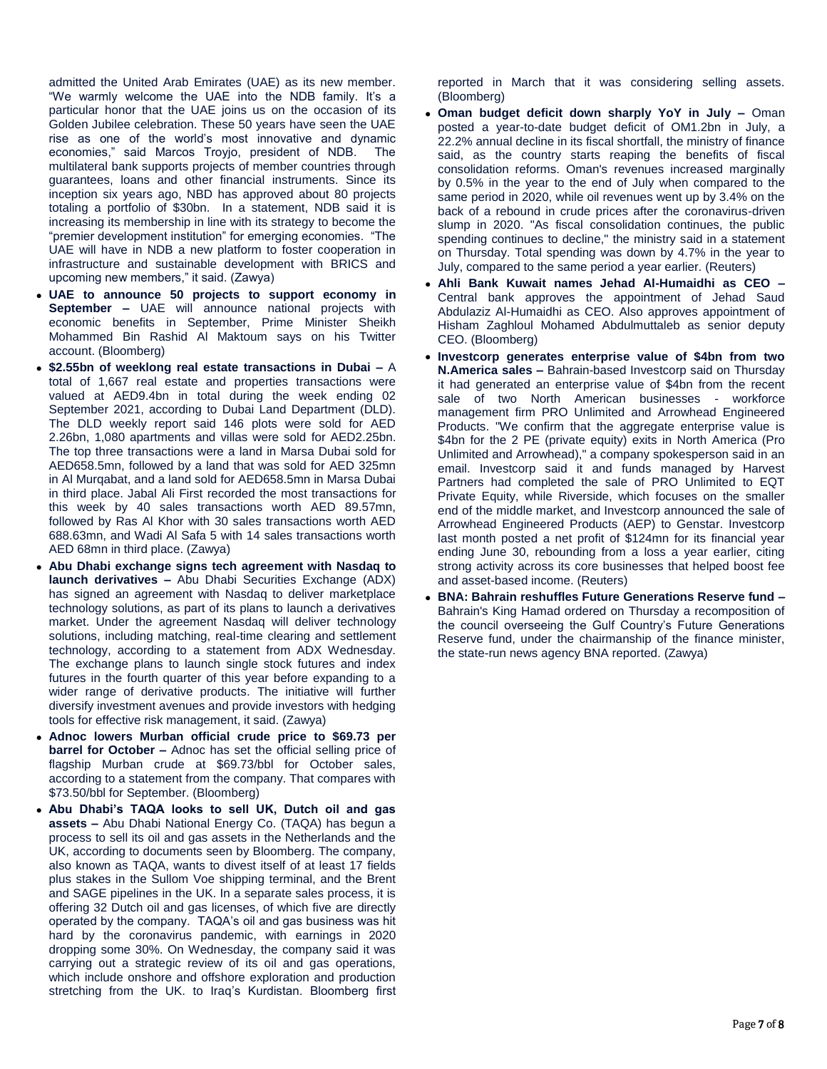admitted the United Arab Emirates (UAE) as its new member. "We warmly welcome the UAE into the NDB family. It's a particular honor that the UAE joins us on the occasion of its Golden Jubilee celebration. These 50 years have seen the UAE rise as one of the world's most innovative and dynamic economies," said Marcos Troyjo, president of NDB. The multilateral bank supports projects of member countries through guarantees, loans and other financial instruments. Since its inception six years ago, NBD has approved about 80 projects totaling a portfolio of $30bn. In a statement, NDB said it is increasing its membership in line with its strategy to become the "premier development institution" for emerging economies. "The UAE will have in NDB a new platform to foster cooperation in infrastructure and sustainable development with BRICS and upcoming new members," it said. (Zawya)

- **UAE to announce 50 projects to support economy in September –** UAE will announce national projects with economic benefits in September, Prime Minister Sheikh Mohammed Bin Rashid Al Maktoum says on his Twitter account. (Bloomberg)
- **$2.55bn of weeklong real estate transactions in Dubai –** A total of 1,667 real estate and properties transactions were valued at AED9.4bn in total during the week ending 02 September 2021, according to Dubai Land Department (DLD). The DLD weekly report said 146 plots were sold for AED 2.26bn, 1,080 apartments and villas were sold for AED2.25bn. The top three transactions were a land in Marsa Dubai sold for AED658.5mn, followed by a land that was sold for AED 325mn in Al Murqabat, and a land sold for AED658.5mn in Marsa Dubai in third place. Jabal Ali First recorded the most transactions for this week by 40 sales transactions worth AED 89.57mn, followed by Ras Al Khor with 30 sales transactions worth AED 688.63mn, and Wadi Al Safa 5 with 14 sales transactions worth AED 68mn in third place. (Zawya)
- **Abu Dhabi exchange signs tech agreement with Nasdaq to launch derivatives –** Abu Dhabi Securities Exchange (ADX) has signed an agreement with Nasdaq to deliver marketplace technology solutions, as part of its plans to launch a derivatives market. Under the agreement Nasdaq will deliver technology solutions, including matching, real-time clearing and settlement technology, according to a statement from ADX Wednesday. The exchange plans to launch single stock futures and index futures in the fourth quarter of this year before expanding to a wider range of derivative products. The initiative will further diversify investment avenues and provide investors with hedging tools for effective risk management, it said. (Zawya)
- **Adnoc lowers Murban official crude price to $69.73 per barrel for October –** Adnoc has set the official selling price of flagship Murban crude at $69.73/bbl for October sales, according to a statement from the company. That compares with $73.50/bbl for September. (Bloomberg)
- **Abu Dhabi's TAQA looks to sell UK, Dutch oil and gas assets –** Abu Dhabi National Energy Co. (TAQA) has begun a process to sell its oil and gas assets in the Netherlands and the UK, according to documents seen by Bloomberg. The company, also known as TAQA, wants to divest itself of at least 17 fields plus stakes in the Sullom Voe shipping terminal, and the Brent and SAGE pipelines in the UK. In a separate sales process, it is offering 32 Dutch oil and gas licenses, of which five are directly operated by the company. TAQA's oil and gas business was hit hard by the coronavirus pandemic, with earnings in 2020 dropping some 30%. On Wednesday, the company said it was carrying out a strategic review of its oil and gas operations, which include onshore and offshore exploration and production stretching from the UK. to Iraq's Kurdistan. Bloomberg first reported in March that it was considering selling assets. (Bloomberg)
- **Oman budget deficit down sharply YoY in July –** Oman posted a year-to-date budget deficit of OM1.2bn in July, a 22.2% annual decline in its fiscal shortfall, the ministry of finance said, as the country starts reaping the benefits of fiscal consolidation reforms. Oman's revenues increased marginally by 0.5% in the year to the end of July when compared to the same period in 2020, while oil revenues went up by 3.4% on the back of a rebound in crude prices after the coronavirus-driven slump in 2020. "As fiscal consolidation continues, the public spending continues to decline," the ministry said in a statement on Thursday. Total spending was down by 4.7% in the year to July, compared to the same period a year earlier. (Reuters)
- **Ahli Bank Kuwait names Jehad Al-Humaidhi as CEO –** Central bank approves the appointment of Jehad Saud Abdulaziz Al-Humaidhi as CEO. Also approves appointment of Hisham Zaghloul Mohamed Abdulmuttaleb as senior deputy CEO. (Bloomberg)
- **Investcorp generates enterprise value of $4bn from two N.America sales –** Bahrain-based Investcorp said on Thursday it had generated an enterprise value of $4bn from the recent sale of two North American businesses - workforce management firm PRO Unlimited and Arrowhead Engineered Products. "We confirm that the aggregate enterprise value is $4bn for the 2 PE (private equity) exits in North America (Pro Unlimited and Arrowhead)," a company spokesperson said in an email. Investcorp said it and funds managed by Harvest Partners had completed the sale of PRO Unlimited to EQT Private Equity, while Riverside, which focuses on the smaller end of the middle market, and Investcorp announced the sale of Arrowhead Engineered Products (AEP) to Genstar. Investcorp last month posted a net profit of $124mn for its financial year ending June 30, rebounding from a loss a year earlier, citing strong activity across its core businesses that helped boost fee and asset-based income. (Reuters)
- **BNA: Bahrain reshuffles Future Generations Reserve fund –** Bahrain's King Hamad ordered on Thursday a recomposition of the council overseeing the Gulf Country's Future Generations Reserve fund, under the chairmanship of the finance minister, the state-run news agency BNA reported. (Zawya)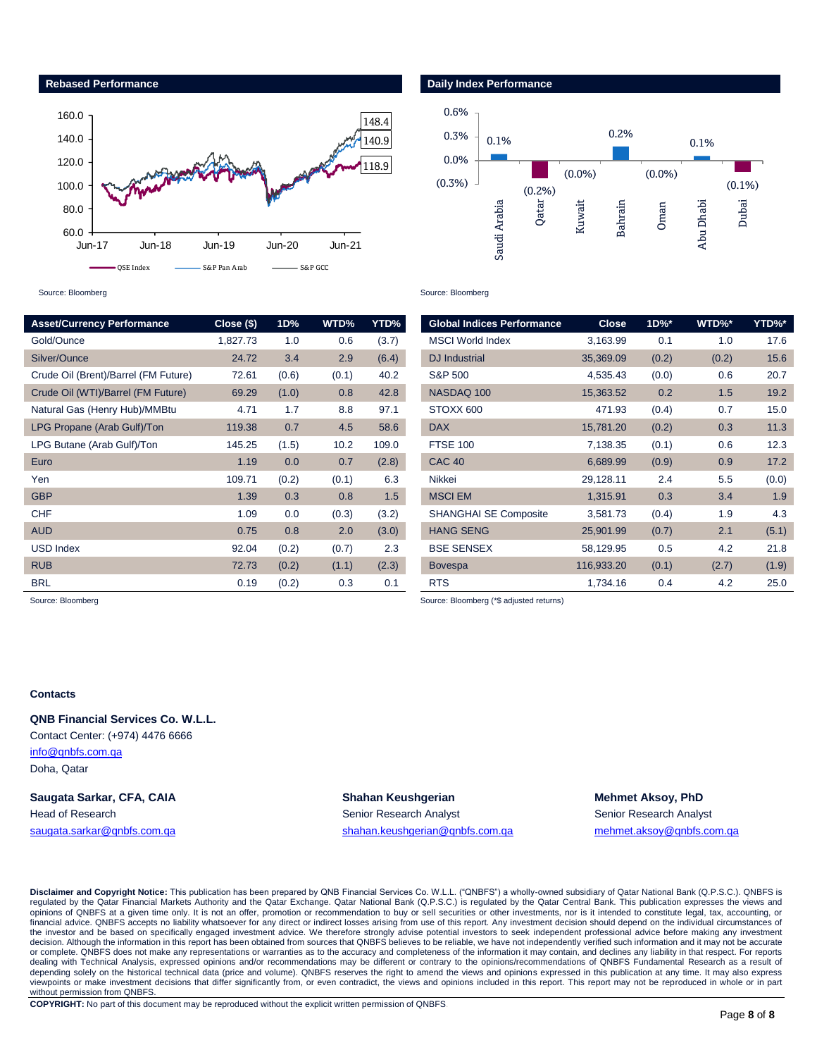**Rebased Performance**

160.0
140.0
120.0
100.0
80.0
60.0
Jun-17
Jun-18
Jun-19
Jun-20
Jun-21
148.4
140.9
118.9
QSE Index
S&P Pan Arab
S&P GCC

Source: Bloomberg

**Daily Index Performance**

0.6%
0.3%
0.0%
(0.3%)
0.1%
(0.2%)
(0.0%)
0.2%
(0.0%)
0.1%
(0.1%)
Saudi Arabia
Qatar
Kuwait
Bahrain
Oman
Abu Dhabi
Dubai

Source: Bloomberg

| Asset/Currency Performance | Close ($) | 1D% | WTD% | YTD% |
|---|---|---|---|---|
| Gold/Ounce | 1,827.73 | 1.0 | 0.6 | (3.7) |
| Silver/Ounce | 24.72 | 3.4 | 2.9 | (6.4) |
| Crude Oil (Brent)/Barrel (FM Future) | 72.61 | (0.6) | (0.1) | 40.2 |
| Crude Oil (WTI)/Barrel (FM Future) | 69.29 | (1.0) | 0.8 | 42.8 |
| Natural Gas (Henry Hub)/MMBtu | 4.71 | 1.7 | 8.8 | 97.1 |
| LPG Propane (Arab Gulf)/Ton | 119.38 | 0.7 | 4.5 | 58.6 |
| LPG Butane (Arab Gulf)/Ton | 145.25 | (1.5) | 10.2 | 109.0 |
| Euro | 1.19 | 0.0 | 0.7 | (2.8) |
| Yen | 109.71 | (0.2) | (0.1) | 6.3 |
| GBP | 1.39 | 0.3 | 0.8 | 1.5 |
| CHF | 1.09 | 0.0 | (0.3) | (3.2) |
| AUD | 0.75 | 0.8 | 2.0 | (3.0) |
| USD Index | 92.04 | (0.2) | (0.7) | 2.3 |
| RUB | 72.73 | (0.2) | (1.1) | (2.3) |
| BRL | 0.19 | (0.2) | 0.3 | 0.1 |

Source: Bloomberg

| Global Indices Performance | Close | 1D%* | WTD%* | YTD%* |
|---|---|---|---|---|
| MSCI World Index | 3,163.99 | 0.1 | 1.0 | 17.6 |
| DJ Industrial | 35,369.09 | (0.2) | (0.2) | 15.6 |
| S&P 500 | 4,535.43 | (0.0) | 0.6 | 20.7 |
| NASDAQ 100 | 15,363.52 | 0.2 | 1.5 | 19.2 |
| STOXX 600 | 471.93 | (0.4) | 0.7 | 15.0 |
| DAX | 15,781.20 | (0.2) | 0.3 | 11.3 |
| FTSE 100 | 7,138.35 | (0.1) | 0.6 | 12.3 |
| CAC 40 | 6,689.99 | (0.9) | 0.9 | 17.2 |
| Nikkei | 29,128.11 | 2.4 | 5.5 | (0.0) |
| MSCI EM | 1,315.91 | 0.3 | 3.4 | 1.9 |
| SHANGHAI SE Composite | 3,581.73 | (0.4) | 1.9 | 4.3 |
| HANG SENG | 25,901.99 | (0.7) | 2.1 | (5.1) |
| BSE SENSEX | 58,129.95 | 0.5 | 4.2 | 21.8 |
| Bovespa | 116,933.20 | (0.1) | (2.7) | (1.9) |
| RTS | 1,734.16 | 0.4 | 4.2 | 25.0 |

Source: Bloomberg (*$ adjusted returns)

**Contacts**

**QNB Financial Services Co. W.L.L.**
Contact Center: (+974) 4476 6666
info@qnbfs.com.qa
Doha, Qatar

**Saugata Sarkar, CFA, CAIA**
Head of Research
saugata.sarkar@qnbfs.com.qa

**Shahan Keushgerian**
Senior Research Analyst
shahan.keushgerian@qnbfs.com.qa

**Mehmet Aksoy, PhD**
Senior Research Analyst
mehmet.aksoy@qnbfs.com.qa

**Disclaimer and Copyright Notice:** This publication has been prepared by QNB Financial Services Co. W.L.L. ("QNBFS") a wholly-owned subsidiary of Qatar National Bank (Q.P.S.C.). QNBFS is regulated by the Qatar Financial Markets Authority and the Qatar Exchange. Qatar National Bank (Q.P.S.C.) is regulated by the Qatar Central Bank. This publication expresses the views and opinions of QNBFS at a given time only. It is not an offer, promotion or recommendation to buy or sell securities or other investments, nor is it intended to constitute legal, tax, accounting, or financial advice. QNBFS accepts no liability whatsoever for any direct or indirect losses arising from use of this report. Any investment decision should depend on the individual circumstances of the investor and be based on specifically engaged investment advice. We therefore strongly advise potential investors to seek independent professional advice before making any investment decision. Although the information in this report has been obtained from sources that QNBFS believes to be reliable, we have not independently verified such information and it may not be accurate or complete. QNBFS does not make any representations or warranties as to the accuracy and completeness of the information it may contain, and declines any liability in that respect. For reports dealing with Technical Analysis, expressed opinions and/or recommendations may be different or contrary to the opinions/recommendations of QNBFS Fundamental Research as a result of depending solely on the historical technical data (price and volume). QNBFS reserves the right to amend the views and opinions expressed in this publication at any time. It may also express viewpoints or make investment decisions that differ significantly from, or even contradict, the views and opinions included in this report. This report may not be reproduced in whole or in part without permission from QNBFS.

**COPYRIGHT:** No part of this document may be reproduced without the explicit written permission of QNBFS.